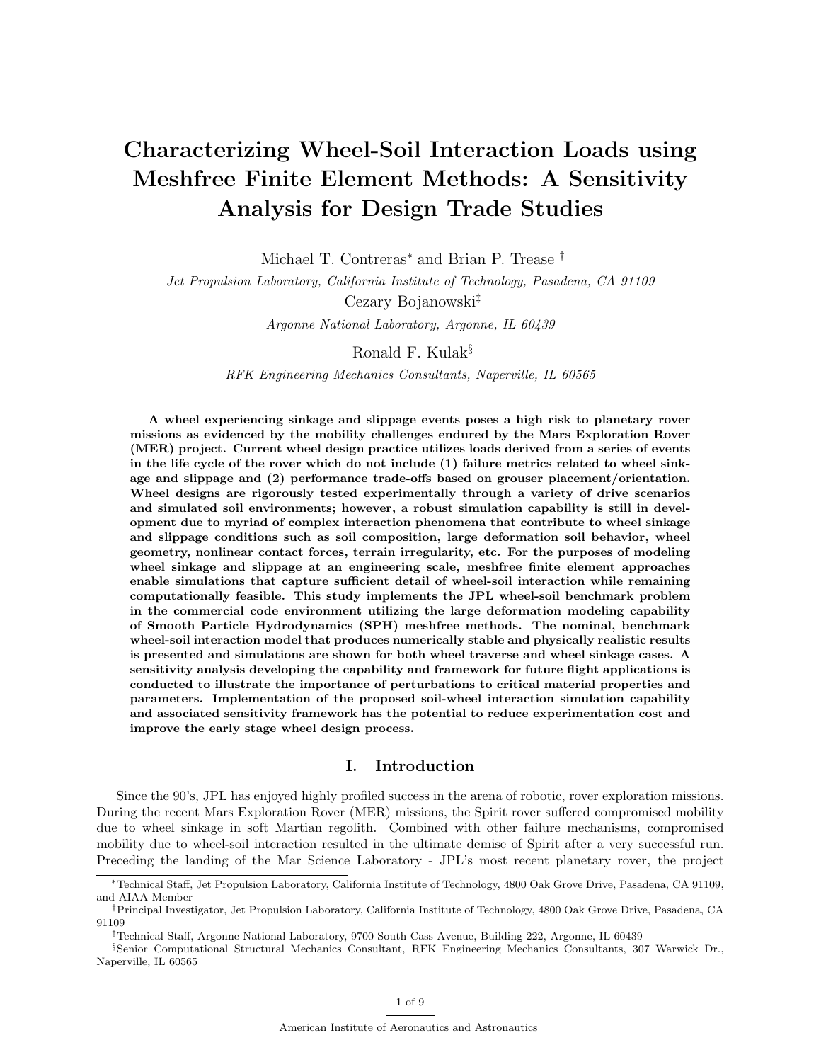# Characterizing Wheel-Soil Interaction Loads using Meshfree Finite Element Methods: A Sensitivity Analysis for Design Trade Studies

Michael T. Contreras* and Brian P. Trease †

*Jet Propulsion Laboratory, California Institute of Technology, Pasadena, CA 91109*

Cezary Bojanowski‡

*Argonne National Laboratory, Argonne, IL 60439*

Ronald F. Kulak§

*RFK Engineering Mechanics Consultants, Naperville, IL 60565*

**A wheel experiencing sinkage and slippage events poses a high risk to planetary rover missions as evidenced by the mobility challenges endured by the Mars Exploration Rover (MER) project. Current wheel design practice utilizes loads derived from a series of events in the life cycle of the rover which do not include (1) failure metrics related to wheel sinkage and slippage and (2) performance trade-offs based on grouser placement/orientation. Wheel designs are rigorously tested experimentally through a variety of drive scenarios and simulated soil environments; however, a robust simulation capability is still in development due to myriad of complex interaction phenomena that contribute to wheel sinkage and slippage conditions such as soil composition, large deformation soil behavior, wheel geometry, nonlinear contact forces, terrain irregularity, etc. For the purposes of modeling wheel sinkage and slippage at an engineering scale, meshfree finite element approaches enable simulations that capture sufficient detail of wheel-soil interaction while remaining computationally feasible. This study implements the JPL wheel-soil benchmark problem in the commercial code environment utilizing the large deformation modeling capability of Smooth Particle Hydrodynamics (SPH) meshfree methods. The nominal, benchmark wheel-soil interaction model that produces numerically stable and physically realistic results is presented and simulations are shown for both wheel traverse and wheel sinkage cases. A sensitivity analysis developing the capability and framework for future flight applications is conducted to illustrate the importance of perturbations to critical material properties and parameters. Implementation of the proposed soil-wheel interaction simulation capability and associated sensitivity framework has the potential to reduce experimentation cost and improve the early stage wheel design process.**

## I. Introduction

Since the 90's, JPL has enjoyed highly profiled success in the arena of robotic, rover exploration missions. During the recent Mars Exploration Rover (MER) missions, the Spirit rover suffered compromised mobility due to wheel sinkage in soft Martian regolith. Combined with other failure mechanisms, compromised mobility due to wheel-soil interaction resulted in the ultimate demise of Spirit after a very successful run. Preceding the landing of the Mar Science Laboratory - JPL's most recent planetary rover, the project

---

*Technical Staff, Jet Propulsion Laboratory, California Institute of Technology, 4800 Oak Grove Drive, Pasadena, CA 91109, and AIAA Member

†Principal Investigator, Jet Propulsion Laboratory, California Institute of Technology, 4800 Oak Grove Drive, Pasadena, CA 91109

‡Technical Staff, Argonne National Laboratory, 9700 South Cass Avenue, Building 222, Argonne, IL 60439

§Senior Computational Structural Mechanics Consultant, RFK Engineering Mechanics Consultants, 307 Warwick Dr., Naperville, IL 60565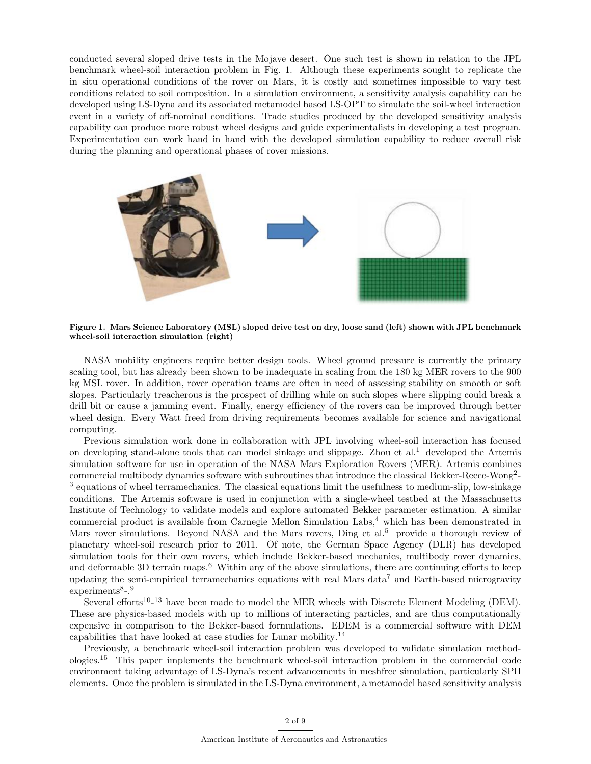conducted several sloped drive tests in the Mojave desert. One such test is shown in relation to the JPL benchmark wheel-soil interaction problem in Fig. 1. Although these experiments sought to replicate the in situ operational conditions of the rover on Mars, it is costly and sometimes impossible to vary test conditions related to soil composition. In a simulation environment, a sensitivity analysis capability can be developed using LS-Dyna and its associated metamodel based LS-OPT to simulate the soil-wheel interaction event in a variety of off-nominal conditions. Trade studies produced by the developed sensitivity analysis capability can produce more robust wheel designs and guide experimentalists in developing a test program. Experimentation can work hand in hand with the developed simulation capability to reduce overall risk during the planning and operational phases of rover missions.

**Figure 1. Mars Science Laboratory (MSL) sloped drive test on dry, loose sand (left) shown with JPL benchmark wheel-soil interaction simulation (right)**

NASA mobility engineers require better design tools. Wheel ground pressure is currently the primary scaling tool, but has already been shown to be inadequate in scaling from the 180 kg MER rovers to the 900 kg MSL rover. In addition, rover operation teams are often in need of assessing stability on smooth or soft slopes. Particularly treacherous is the prospect of drilling while on such slopes where slipping could break a drill bit or cause a jamming event. Finally, energy efficiency of the rovers can be improved through better wheel design. Every Watt freed from driving requirements becomes available for science and navigational computing.

Previous simulation work done in collaboration with JPL involving wheel-soil interaction has focused on developing stand-alone tools that can model sinkage and slippage. Zhou et al.[1] developed the Artemis simulation software for use in operation of the NASA Mars Exploration Rovers (MER). Artemis combines commercial multibody dynamics software with subroutines that introduce the classical Bekker-Reece-Wong[2]-[3] equations of wheel terramechanics. The classical equations limit the usefulness to medium-slip, low-sinkage conditions. The Artemis software is used in conjunction with a single-wheel testbed at the Massachusetts Institute of Technology to validate models and explore automated Bekker parameter estimation. A similar commercial product is available from Carnegie Mellon Simulation Labs,[4] which has been demonstrated in Mars rover simulations. Beyond NASA and the Mars rovers, Ding et al.[5] provide a thorough review of planetary wheel-soil research prior to 2011. Of note, the German Space Agency (DLR) has developed simulation tools for their own rovers, which include Bekker-based mechanics, multibody rover dynamics, and deformable 3D terrain maps.[6] Within any of the above simulations, there are continuing efforts to keep updating the semi-empirical terramechanics equations with real Mars data[7] and Earth-based microgravity experiments[8]-.[9]

Several efforts[10]-[13] have been made to model the MER wheels with Discrete Element Modeling (DEM). These are physics-based models with up to millions of interacting particles, and are thus computationally expensive in comparison to the Bekker-based formulations. EDEM is a commercial software with DEM capabilities that have looked at case studies for Lunar mobility.[14]

Previously, a benchmark wheel-soil interaction problem was developed to validate simulation methodologies.[15] This paper implements the benchmark wheel-soil interaction problem in the commercial code environment taking advantage of LS-Dyna's recent advancements in meshfree simulation, particularly SPH elements. Once the problem is simulated in the LS-Dyna environment, a metamodel based sensitivity analysis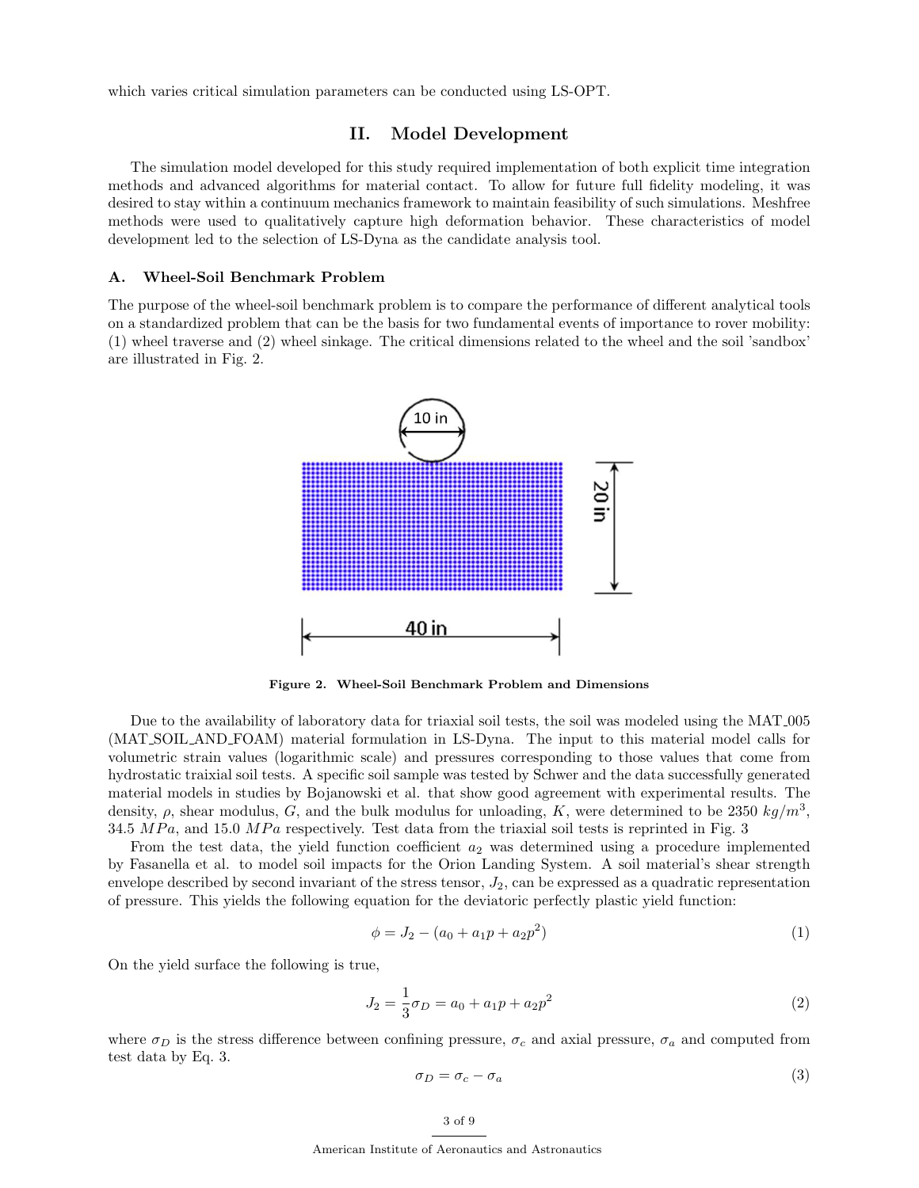which varies critical simulation parameters can be conducted using LS-OPT.

## II. Model Development

The simulation model developed for this study required implementation of both explicit time integration methods and advanced algorithms for material contact. To allow for future full fidelity modeling, it was desired to stay within a continuum mechanics framework to maintain feasibility of such simulations. Meshfree methods were used to qualitatively capture high deformation behavior. These characteristics of model development led to the selection of LS-Dyna as the candidate analysis tool.

### A. Wheel-Soil Benchmark Problem

The purpose of the wheel-soil benchmark problem is to compare the performance of different analytical tools on a standardized problem that can be the basis for two fundamental events of importance to rover mobility: (1) wheel traverse and (2) wheel sinkage. The critical dimensions related to the wheel and the soil 'sandbox' are illustrated in Fig. 2.

**Figure 2. Wheel-Soil Benchmark Problem and Dimensions**

Due to the availability of laboratory data for triaxial soil tests, the soil was modeled using the MAT_005 (MAT_SOIL_AND_FOAM) material formulation in LS-Dyna. The input to this material model calls for volumetric strain values (logarithmic scale) and pressures corresponding to those values that come from hydrostatic traixial soil tests. A specific soil sample was tested by Schwer and the data successfully generated material models in studies by Bojanowski et al. that show good agreement with experimental results. The density, $\rho$, shear modulus, $G$, and the bulk modulus for unloading, $K$, were determined to be 2350 $kg/m^3$, 34.5 $MPa$, and 15.0 $MPa$ respectively. Test data from the triaxial soil tests is reprinted in Fig. 3

From the test data, the yield function coefficient $a_2$ was determined using a procedure implemented by Fasanella et al. to model soil impacts for the Orion Landing System. A soil material's shear strength envelope described by second invariant of the stress tensor, $J_2$, can be expressed as a quadratic representation of pressure. This yields the following equation for the deviatoric perfectly plastic yield function:

$$\phi = J_2 - (a_0 + a_1 p + a_2 p^2) \tag{1}$$

On the yield surface the following is true,

$$J_2 = \frac{1}{3}\sigma_D = a_0 + a_1 p + a_2 p^2 \tag{2}$$

where $\sigma_D$ is the stress difference between confining pressure, $\sigma_c$ and axial pressure, $\sigma_a$ and computed from test data by Eq. 3.

$$\sigma_D = \sigma_c - \sigma_a \tag{3}$$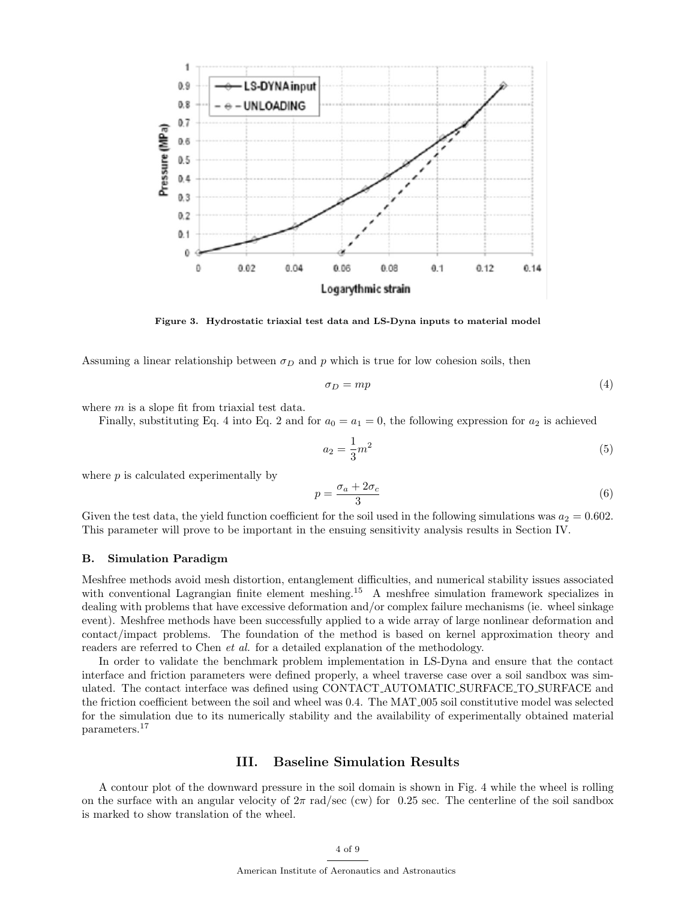**Figure 3. Hydrostatic triaxial test data and LS-Dyna inputs to material model**

Assuming a linear relationship between $\sigma_D$ and $p$ which is true for low cohesion soils, then

$$\sigma_D = mp \tag{4}$$

where $m$ is a slope fit from triaxial test data.

Finally, substituting Eq. 4 into Eq. 2 and for $a_0 = a_1 = 0$, the following expression for $a_2$ is achieved

$$a_2 = \frac{1}{3}m^2 \tag{5}$$

where $p$ is calculated experimentally by

$$p = \frac{\sigma_a + 2\sigma_c}{3} \tag{6}$$

Given the test data, the yield function coefficient for the soil used in the following simulations was $a_2 = 0.602$. This parameter will prove to be important in the ensuing sensitivity analysis results in Section IV.

### B. Simulation Paradigm

Meshfree methods avoid mesh distortion, entanglement difficulties, and numerical stability issues associated with conventional Lagrangian finite element meshing.[15] A meshfree simulation framework specializes in dealing with problems that have excessive deformation and/or complex failure mechanisms (ie. wheel sinkage event). Meshfree methods have been successfully applied to a wide array of large nonlinear deformation and contact/impact problems. The foundation of the method is based on kernel approximation theory and readers are referred to Chen *et al.* for a detailed explanation of the methodology.

In order to validate the benchmark problem implementation in LS-Dyna and ensure that the contact interface and friction parameters were defined properly, a wheel traverse case over a soil sandbox was simulated. The contact interface was defined using CONTACT_AUTOMATIC_SURFACE_TO_SURFACE and the friction coefficient between the soil and wheel was 0.4. The MAT_005 soil constitutive model was selected for the simulation due to its numerically stability and the availability of experimentally obtained material parameters.[17]

## III. Baseline Simulation Results

A contour plot of the downward pressure in the soil domain is shown in Fig. 4 while the wheel is rolling on the surface with an angular velocity of $2\pi$ rad/sec (cw) for 0.25 sec. The centerline of the soil sandbox is marked to show translation of the wheel.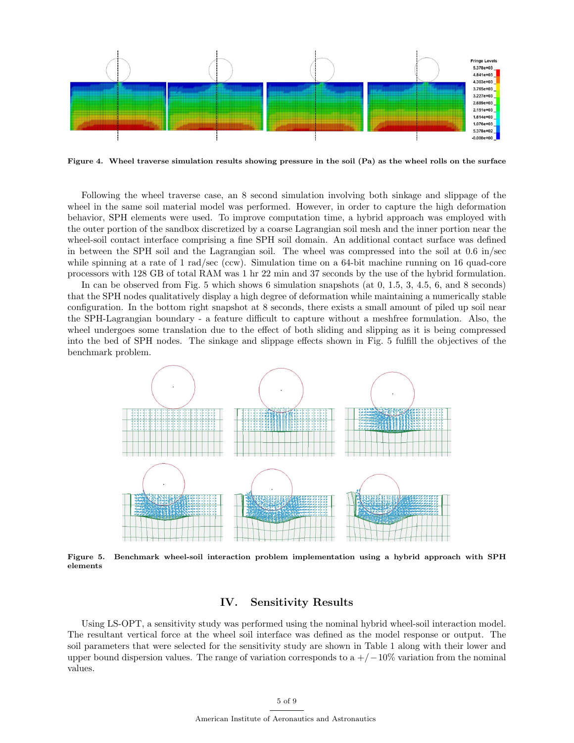Figure 4. Wheel traverse simulation results showing pressure in the soil (Pa) as the wheel rolls on the surface

Following the wheel traverse case, an 8 second simulation involving both sinkage and slippage of the wheel in the same soil material model was performed. However, in order to capture the high deformation behavior, SPH elements were used. To improve computation time, a hybrid approach was employed with the outer portion of the sandbox discretized by a coarse Lagrangian soil mesh and the inner portion near the wheel-soil contact interface comprising a fine SPH soil domain. An additional contact surface was defined in between the SPH soil and the Lagrangian soil. The wheel was compressed into the soil at 0.6 in/sec while spinning at a rate of 1 rad/sec (ccw). Simulation time on a 64-bit machine running on 16 quad-core processors with 128 GB of total RAM was 1 hr 22 min and 37 seconds by the use of the hybrid formulation.

In can be observed from Fig. 5 which shows 6 simulation snapshots (at 0, 1.5, 3, 4.5, 6, and 8 seconds) that the SPH nodes qualitatively display a high degree of deformation while maintaining a numerically stable configuration. In the bottom right snapshot at 8 seconds, there exists a small amount of piled up soil near the SPH-Lagrangian boundary - a feature difficult to capture without a meshfree formulation. Also, the wheel undergoes some translation due to the effect of both sliding and slipping as it is being compressed into the bed of SPH nodes. The sinkage and slippage effects shown in Fig. 5 fulfill the objectives of the benchmark problem.

Figure 5. Benchmark wheel-soil interaction problem implementation using a hybrid approach with SPH elements

## IV. Sensitivity Results

Using LS-OPT, a sensitivity study was performed using the nominal hybrid wheel-soil interaction model. The resultant vertical force at the wheel soil interface was defined as the model response or output. The soil parameters that were selected for the sensitivity study are shown in Table 1 along with their lower and upper bound dispersion values. The range of variation corresponds to a $+/-10\%$ variation from the nominal values.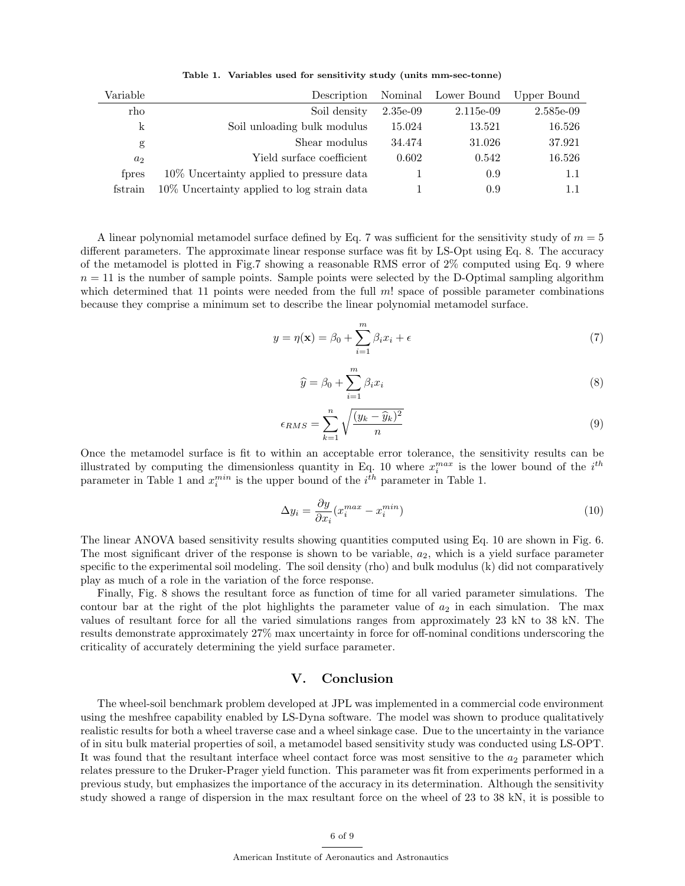**Table 1. Variables used for sensitivity study (units mm-sec-tonne)**

| Variable | Description | Nominal | Lower Bound | Upper Bound |
|---|---|---|---|---|
| rho | Soil density | 2.35e-09 | 2.115e-09 | 2.585e-09 |
| k | Soil unloading bulk modulus | 15.024 | 13.521 | 16.526 |
| g | Shear modulus | 34.474 | 31.026 | 37.921 |
| $a_2$ | Yield surface coefficient | 0.602 | 0.542 | 16.526 |
| fpres | 10% Uncertainty applied to pressure data | 1 | 0.9 | 1.1 |
| fstrain | 10% Uncertainty applied to log strain data | 1 | 0.9 | 1.1 |

A linear polynomial metamodel surface defined by Eq. 7 was sufficient for the sensitivity study of $m = 5$ different parameters. The approximate linear response surface was fit by LS-Opt using Eq. 8. The accuracy of the metamodel is plotted in Fig.7 showing a reasonable RMS error of 2% computed using Eq. 9 where $n = 11$ is the number of sample points. Sample points were selected by the D-Optimal sampling algorithm which determined that 11 points were needed from the full $m!$ space of possible parameter combinations because they comprise a minimum set to describe the linear polynomial metamodel surface.

$$y = \eta(\mathbf{x}) = \beta_0 + \sum_{i=1}^{m} \beta_i x_i + \epsilon \tag{7}$$

$$\widehat{y} = \beta_0 + \sum_{i=1}^{m} \beta_i x_i \tag{8}$$

$$\epsilon_{RMS} = \sum_{k=1}^{n} \sqrt{\frac{(y_k - \widehat{y}_k)^2}{n}} \tag{9}$$

Once the metamodel surface is fit to within an acceptable error tolerance, the sensitivity results can be illustrated by computing the dimensionless quantity in Eq. 10 where $x_i^{max}$ is the lower bound of the $i^{th}$ parameter in Table 1 and $x_i^{min}$ is the upper bound of the $i^{th}$ parameter in Table 1.

$$\Delta y_i = \frac{\partial y}{\partial x_i}(x_i^{max} - x_i^{min}) \tag{10}$$

The linear ANOVA based sensitivity results showing quantities computed using Eq. 10 are shown in Fig. 6. The most significant driver of the response is shown to be variable, $a_2$, which is a yield surface parameter specific to the experimental soil modeling. The soil density (rho) and bulk modulus (k) did not comparatively play as much of a role in the variation of the force response.

Finally, Fig. 8 shows the resultant force as function of time for all varied parameter simulations. The contour bar at the right of the plot highlights the parameter value of $a_2$ in each simulation. The max values of resultant force for all the varied simulations ranges from approximately 23 kN to 38 kN. The results demonstrate approximately 27% max uncertainty in force for off-nominal conditions underscoring the criticality of accurately determining the yield surface parameter.

## V. Conclusion

The wheel-soil benchmark problem developed at JPL was implemented in a commercial code environment using the meshfree capability enabled by LS-Dyna software. The model was shown to produce qualitatively realistic results for both a wheel traverse case and a wheel sinkage case. Due to the uncertainty in the variance of in situ bulk material properties of soil, a metamodel based sensitivity study was conducted using LS-OPT. It was found that the resultant interface wheel contact force was most sensitive to the $a_2$ parameter which relates pressure to the Druker-Prager yield function. This parameter was fit from experiments performed in a previous study, but emphasizes the importance of the accuracy in its determination. Although the sensitivity study showed a range of dispersion in the max resultant force on the wheel of 23 to 38 kN, it is possible to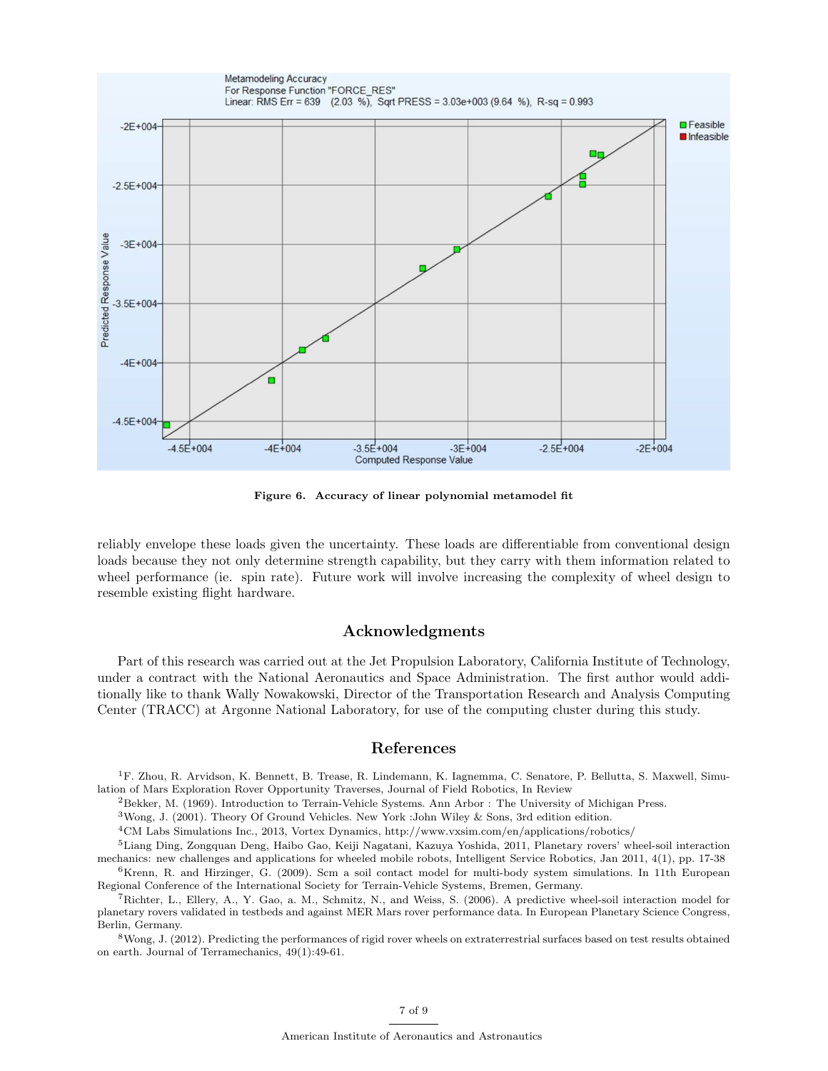Figure 6. Accuracy of linear polynomial metamodel fit

reliably envelope these loads given the uncertainty. These loads are differentiable from conventional design loads because they not only determine strength capability, but they carry with them information related to wheel performance (ie. spin rate). Future work will involve increasing the complexity of wheel design to resemble existing flight hardware.

## Acknowledgments

Part of this research was carried out at the Jet Propulsion Laboratory, California Institute of Technology, under a contract with the National Aeronautics and Space Administration. The first author would additionally like to thank Wally Nowakowski, Director of the Transportation Research and Analysis Computing Center (TRACC) at Argonne National Laboratory, for use of the computing cluster during this study.

## References

[1]F. Zhou, R. Arvidson, K. Bennett, B. Trease, R. Lindemann, K. Iagnemma, C. Senatore, P. Bellutta, S. Maxwell, Simulation of Mars Exploration Rover Opportunity Traverses, Journal of Field Robotics, In Review

[2]Bekker, M. (1969). Introduction to Terrain-Vehicle Systems. Ann Arbor : The University of Michigan Press.

[3]Wong, J. (2001). Theory Of Ground Vehicles. New York :John Wiley & Sons, 3rd edition edition.

[4]CM Labs Simulations Inc., 2013, Vortex Dynamics, http://www.vxsim.com/en/applications/robotics/

[5]Liang Ding, Zongquan Deng, Haibo Gao, Keiji Nagatani, Kazuya Yoshida, 2011, Planetary rovers' wheel-soil interaction mechanics: new challenges and applications for wheeled mobile robots, Intelligent Service Robotics, Jan 2011, 4(1), pp. 17-38

[6]Krenn, R. and Hirzinger, G. (2009). Scm a soil contact model for multi-body system simulations. In 11th European Regional Conference of the International Society for Terrain-Vehicle Systems, Bremen, Germany.

[7]Richter, L., Ellery, A., Y. Gao, a. M., Schmitz, N., and Weiss, S. (2006). A predictive wheel-soil interaction model for planetary rovers validated in testbeds and against MER Mars rover performance data. In European Planetary Science Congress, Berlin, Germany.

[8]Wong, J. (2012). Predicting the performances of rigid rover wheels on extraterrestrial surfaces based on test results obtained on earth. Journal of Terramechanics, 49(1):49-61.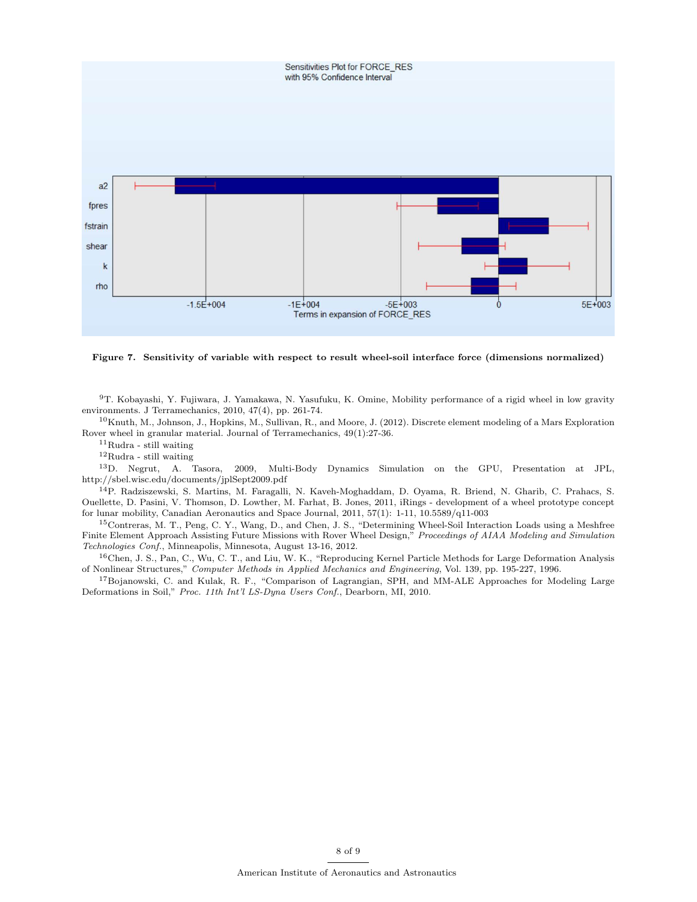Figure 7. **Sensitivity of variable with respect to result wheel-soil interface force (dimensions normalized)**

[9]T. Kobayashi, Y. Fujiwara, J. Yamakawa, N. Yasufuku, K. Omine, Mobility performance of a rigid wheel in low gravity environments. J Terramechanics, 2010, 47(4), pp. 261-74.

[10]Knuth, M., Johnson, J., Hopkins, M., Sullivan, R., and Moore, J. (2012). Discrete element modeling of a Mars Exploration Rover wheel in granular material. Journal of Terramechanics, 49(1):27-36.

[11]Rudra - still waiting

[12]Rudra - still waiting

[13]D. Negrut, A. Tasora, 2009, Multi-Body Dynamics Simulation on the GPU, Presentation at JPL, http://sbel.wisc.edu/documents/jplSept2009.pdf

[14]P. Radziszewski, S. Martins, M. Faragalli, N. Kaveh-Moghaddam, D. Oyama, R. Briend, N. Gharib, C. Prahacs, S. Ouellette, D. Pasini, V. Thomson, D. Lowther, M. Farhat, B. Jones, 2011, iRings - development of a wheel prototype concept for lunar mobility, Canadian Aeronautics and Space Journal, 2011, 57(1): 1-11, 10.5589/q11-003

[15]Contreras, M. T., Peng, C. Y., Wang, D., and Chen, J. S., "Determining Wheel-Soil Interaction Loads using a Meshfree Finite Element Approach Assisting Future Missions with Rover Wheel Design," *Proceedings of AIAA Modeling and Simulation Technologies Conf.*, Minneapolis, Minnesota, August 13-16, 2012.

[16]Chen, J. S., Pan, C., Wu, C. T., and Liu, W. K., "Reproducing Kernel Particle Methods for Large Deformation Analysis of Nonlinear Structures," *Computer Methods in Applied Mechanics and Engineering*, Vol. 139, pp. 195-227, 1996.

[17]Bojanowski, C. and Kulak, R. F., "Comparison of Lagrangian, SPH, and MM-ALE Approaches for Modeling Large Deformations in Soil," *Proc. 11th Int'l LS-Dyna Users Conf.*, Dearborn, MI, 2010.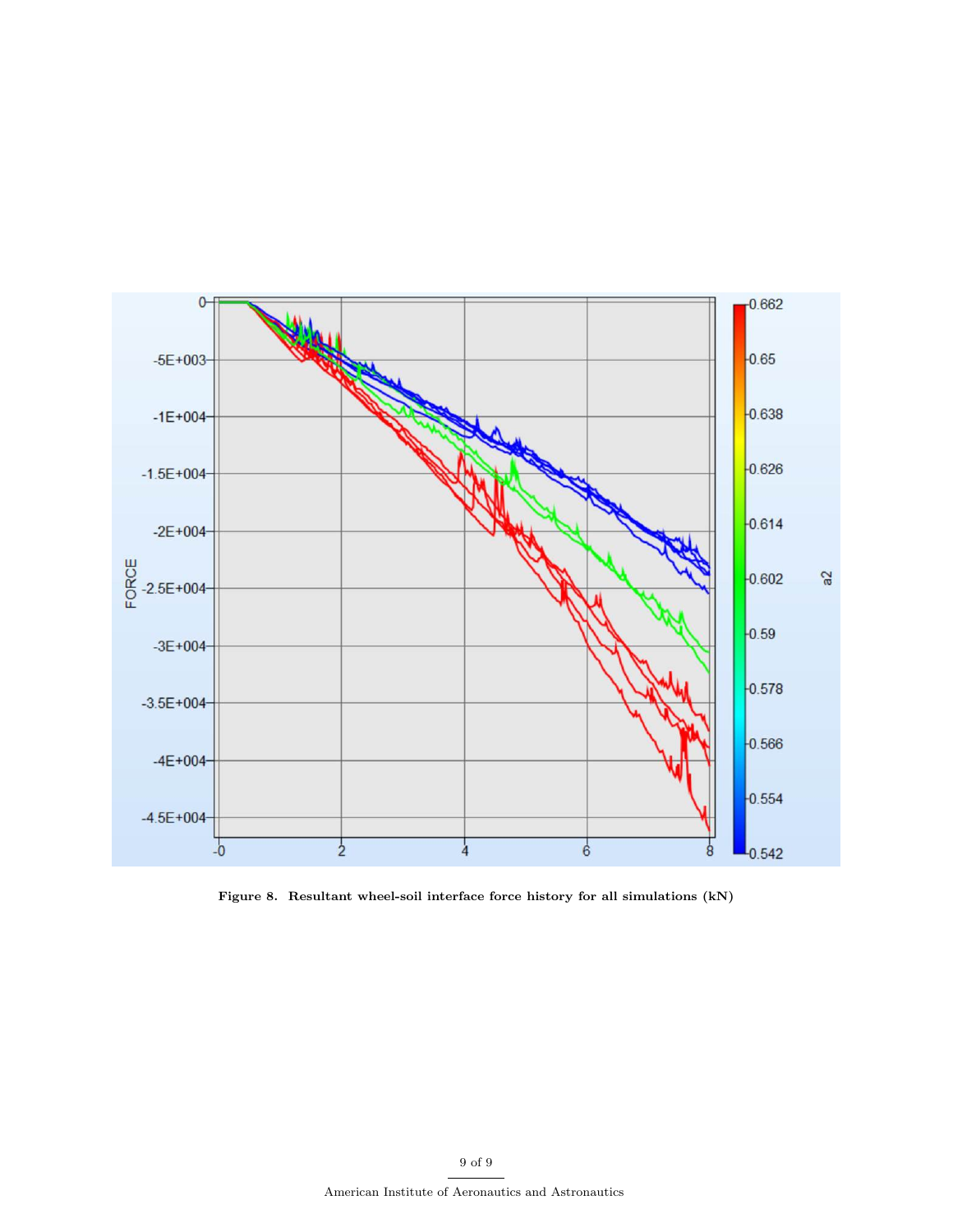FORCE

0
-5E+003
-1E+004
-1.5E+004
-2E+004
-2.5E+004
-3E+004
-3.5E+004
-4E+004
-4.5E+004

-0
2
4
6
8

a2

0.662
0.65
0.638
0.626
0.614
0.602
0.59
0.578
0.566
0.554
0.542

**Figure 8. Resultant wheel-soil interface force history for all simulations (kN)**